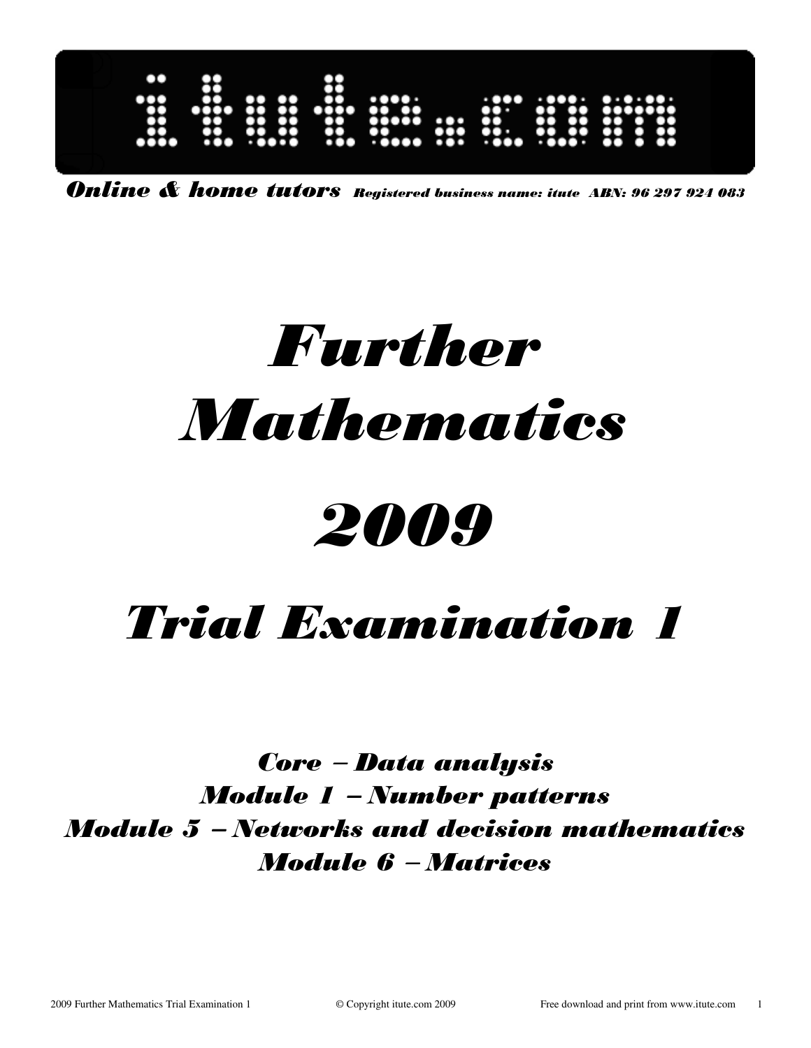# itute.com

***Online & home tutors*** *Registered business name: itute ABN: 96 297 924 083*

# *Further Mathematics*

# *2009*

# *Trial Examination 1*

***Core – Data analysis***

***Module 1 – Number patterns***

***Module 5 – Networks and decision mathematics***

***Module 6 – Matrices***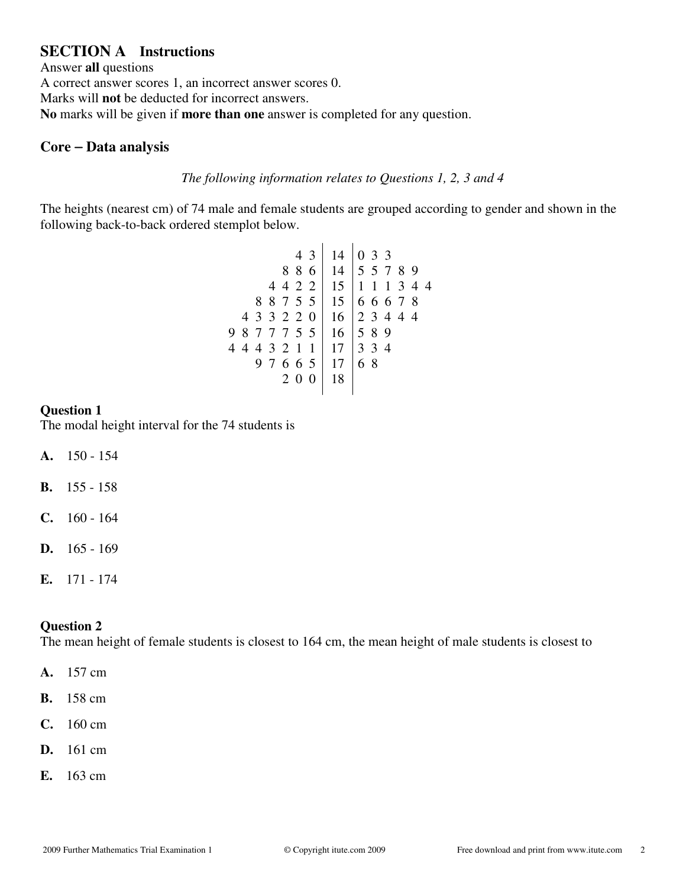## SECTION A Instructions

Answer **all** questions

A correct answer scores 1, an incorrect answer scores 0.

Marks will **not** be deducted for incorrect answers.

**No** marks will be given if **more than one** answer is completed for any question.

### Core – Data analysis

*The following information relates to Questions 1, 2, 3 and 4*

The heights (nearest cm) of 74 male and female students are grouped according to gender and shown in the following back-to-back ordered stemplot below.

```
          4 3 | 14 | 0 3 3
        8 8 6 | 14 | 5 5 7 8 9
      4 4 2 2 | 15 | 1 1 1 3 4 4
    8 8 7 5 5 | 15 | 6 6 6 7 8
  4 3 3 2 2 0 | 16 | 2 3 4 4 4
9 8 7 7 7 5 5 | 16 | 5 8 9
4 4 4 3 2 1 1 | 17 | 3 3 4
    9 7 6 6 5 | 17 | 6 8
        2 0 0 | 18 |
```

**Question 1**

The modal height interval for the 74 students is

**A.** 150 - 154

**B.** 155 - 158

**C.** 160 - 164

**D.** 165 - 169

**E.** 171 - 174

**Question 2**

The mean height of female students is closest to 164 cm, the mean height of male students is closest to

**A.** 157 cm

**B.** 158 cm

**C.** 160 cm

**D.** 161 cm

**E.** 163 cm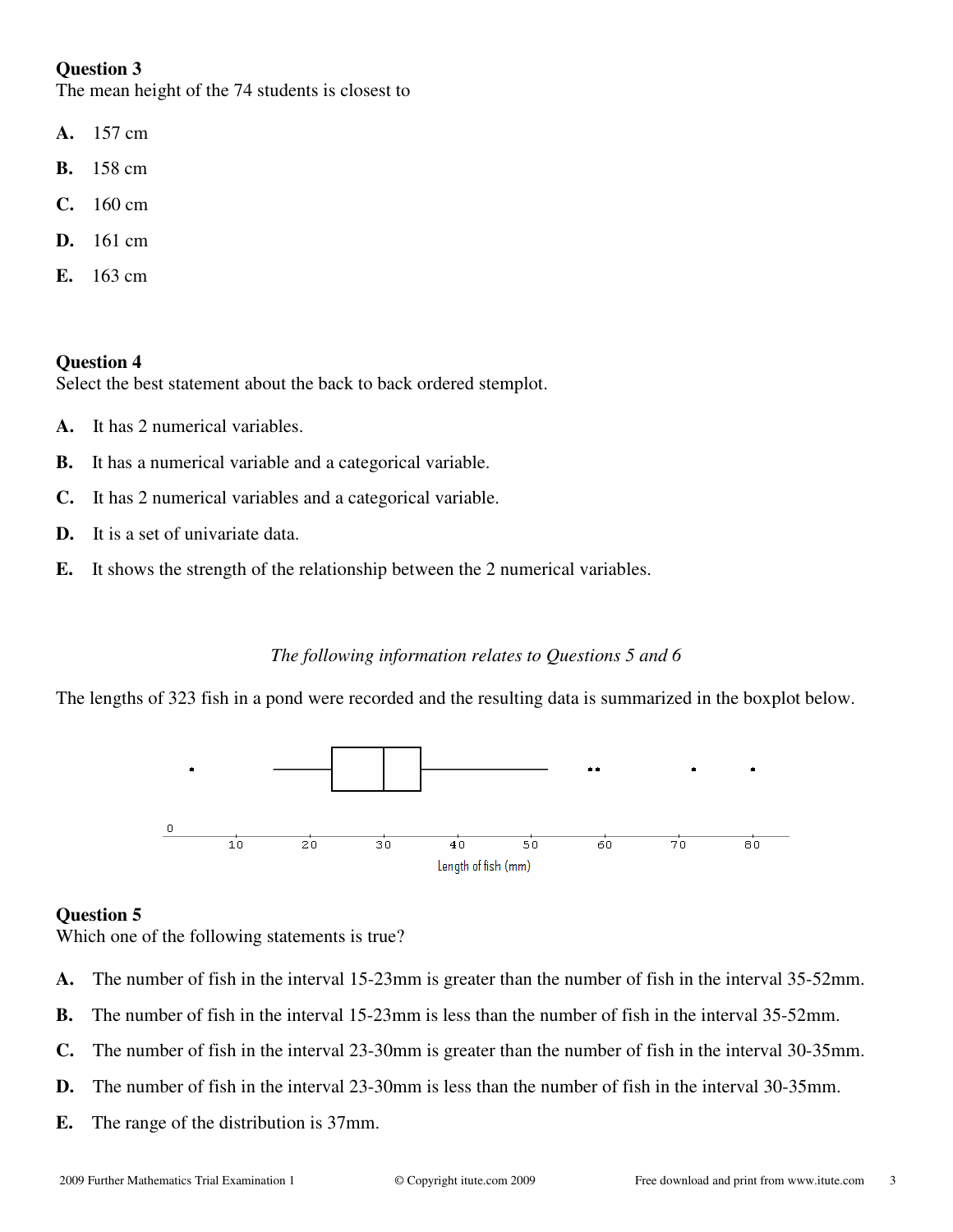**Question 3**
The mean height of the 74 students is closest to

**A.** 157 cm

**B.** 158 cm

**C.** 160 cm

**D.** 161 cm

**E.** 163 cm

**Question 4**
Select the best statement about the back to back ordered stemplot.

**A.** It has 2 numerical variables.

**B.** It has a numerical variable and a categorical variable.

**C.** It has 2 numerical variables and a categorical variable.

**D.** It is a set of univariate data.

**E.** It shows the strength of the relationship between the 2 numerical variables.

*The following information relates to Questions 5 and 6*

The lengths of 323 fish in a pond were recorded and the resulting data is summarized in the boxplot below.

Length of fish (mm)

**Question 5**
Which one of the following statements is true?

**A.** The number of fish in the interval 15-23mm is greater than the number of fish in the interval 35-52mm.

**B.** The number of fish in the interval 15-23mm is less than the number of fish in the interval 35-52mm.

**C.** The number of fish in the interval 23-30mm is greater than the number of fish in the interval 30-35mm.

**D.** The number of fish in the interval 23-30mm is less than the number of fish in the interval 30-35mm.

**E.** The range of the distribution is 37mm.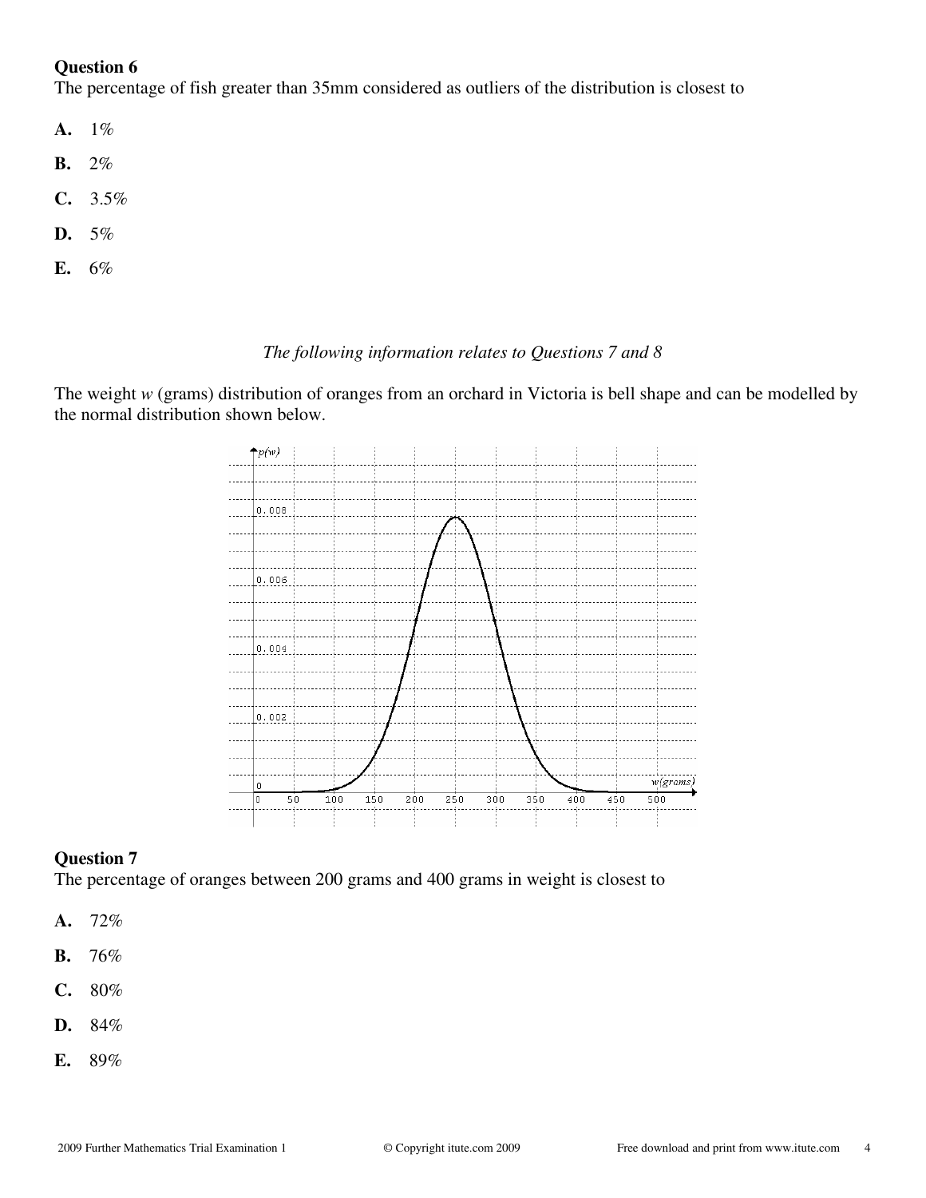**Question 6**
The percentage of fish greater than 35mm considered as outliers of the distribution is closest to

**A.** 1%

**B.** 2%

**C.** 3.5%

**D.** 5%

**E.** 6%

*The following information relates to Questions 7 and 8*

The weight $w$ (grams) distribution of oranges from an orchard in Victoria is bell shape and can be modelled by the normal distribution shown below.

**Question 7**
The percentage of oranges between 200 grams and 400 grams in weight is closest to

**A.** 72%

**B.** 76%

**C.** 80%

**D.** 84%

**E.** 89%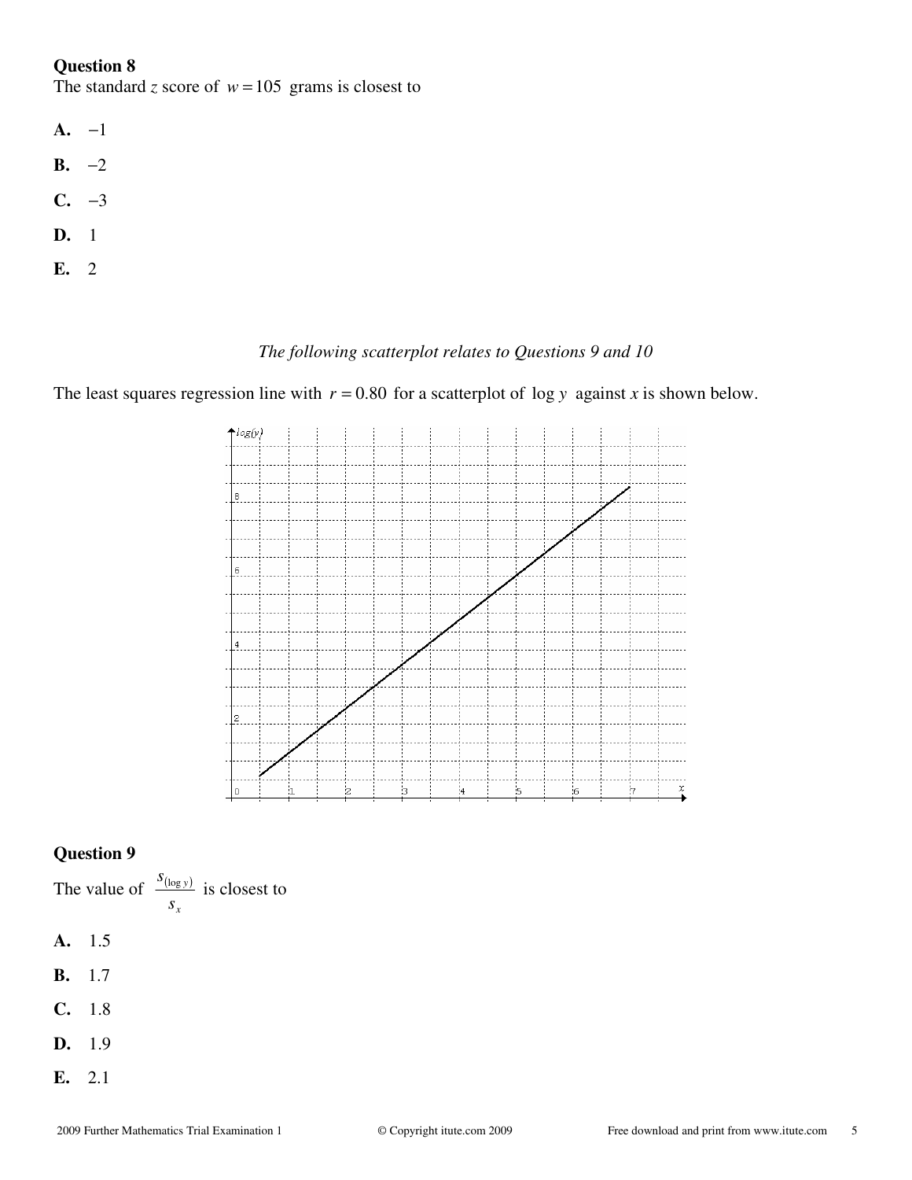**Question 8**

The standard $z$ score of $w = 105$ grams is closest to

**A.** $-1$

**B.** $-2$

**C.** $-3$

**D.** 1

**E.** 2

*The following scatterplot relates to Questions 9 and 10*

The least squares regression line with $r = 0.80$ for a scatterplot of $\log y$ against $x$ is shown below.

**Question 9**

The value of $\dfrac{s_{(\log y)}}{s_x}$ is closest to

**A.** 1.5

**B.** 1.7

**C.** 1.8

**D.** 1.9

**E.** 2.1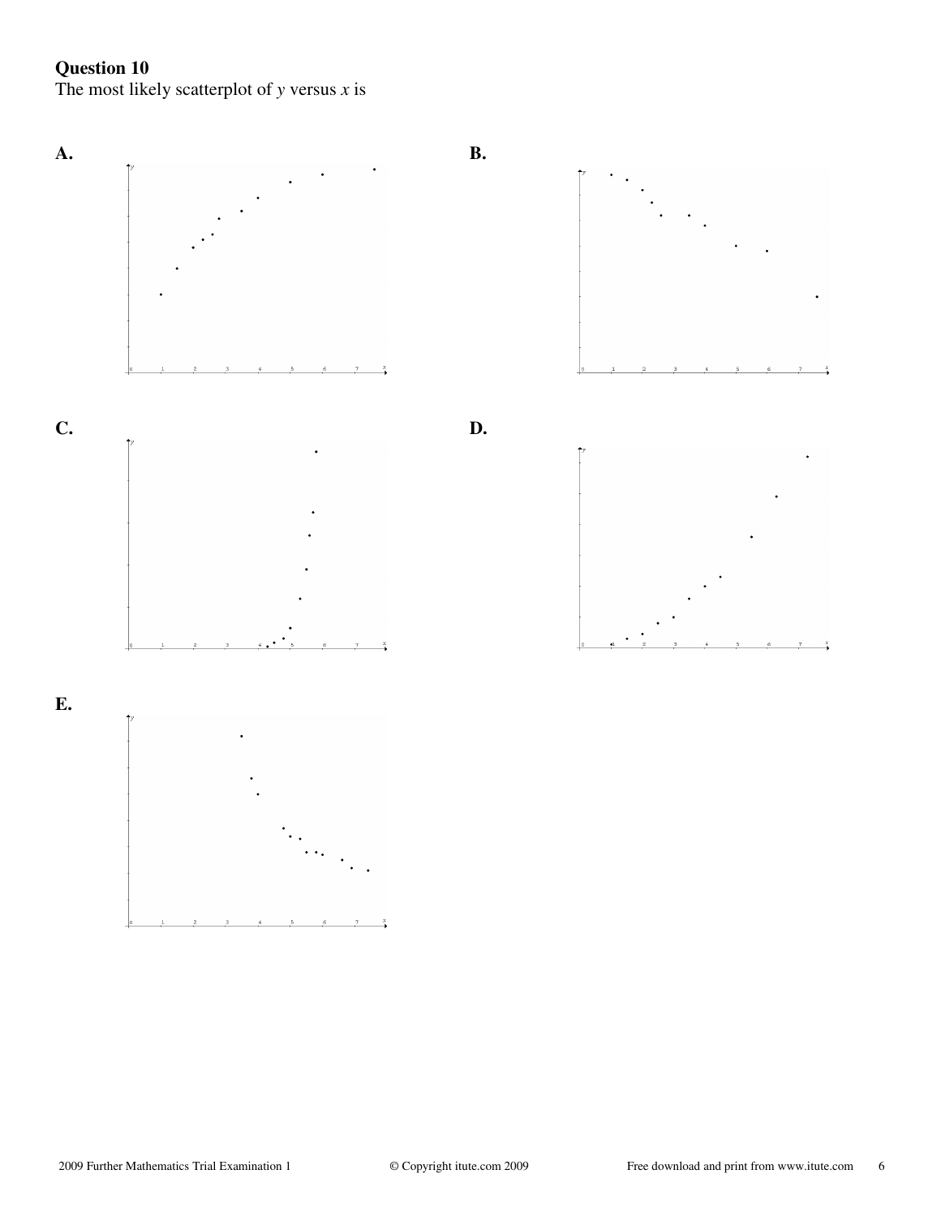**Question 10**
The most likely scatterplot of $y$ versus $x$ is

**A.**

**B.**

**C.**

**D.**

**E.**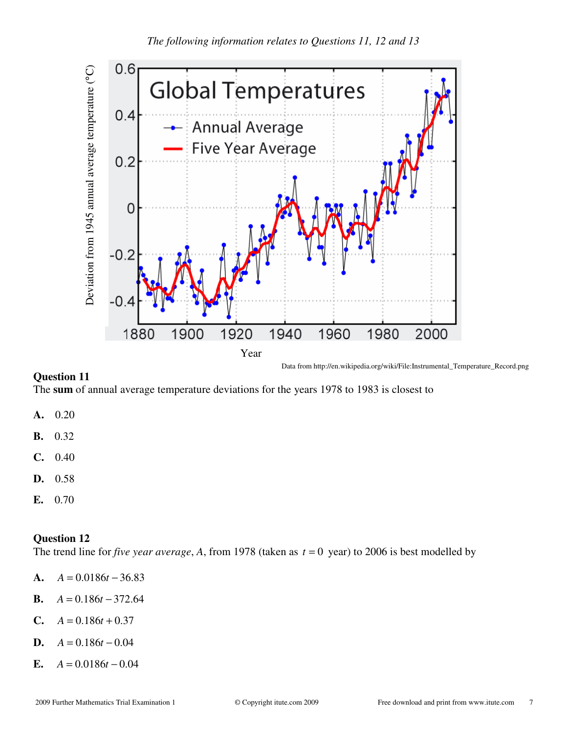*The following information relates to Questions 11, 12 and 13*

Data from http://en.wikipedia.org/wiki/File:Instrumental_Temperature_Record.png

### Question 11

The **sum** of annual average temperature deviations for the years 1978 to 1983 is closest to

**A.** 0.20

**B.** 0.32

**C.** 0.40

**D.** 0.58

**E.** 0.70

### Question 12

The trend line for *five year average*, $A$, from 1978 (taken as $t = 0$ year) to 2006 is best modelled by

**A.** $A = 0.0186t - 36.83$

**B.** $A = 0.186t - 372.64$

**C.** $A = 0.186t + 0.37$

**D.** $A = 0.186t - 0.04$

**E.** $A = 0.0186t - 0.04$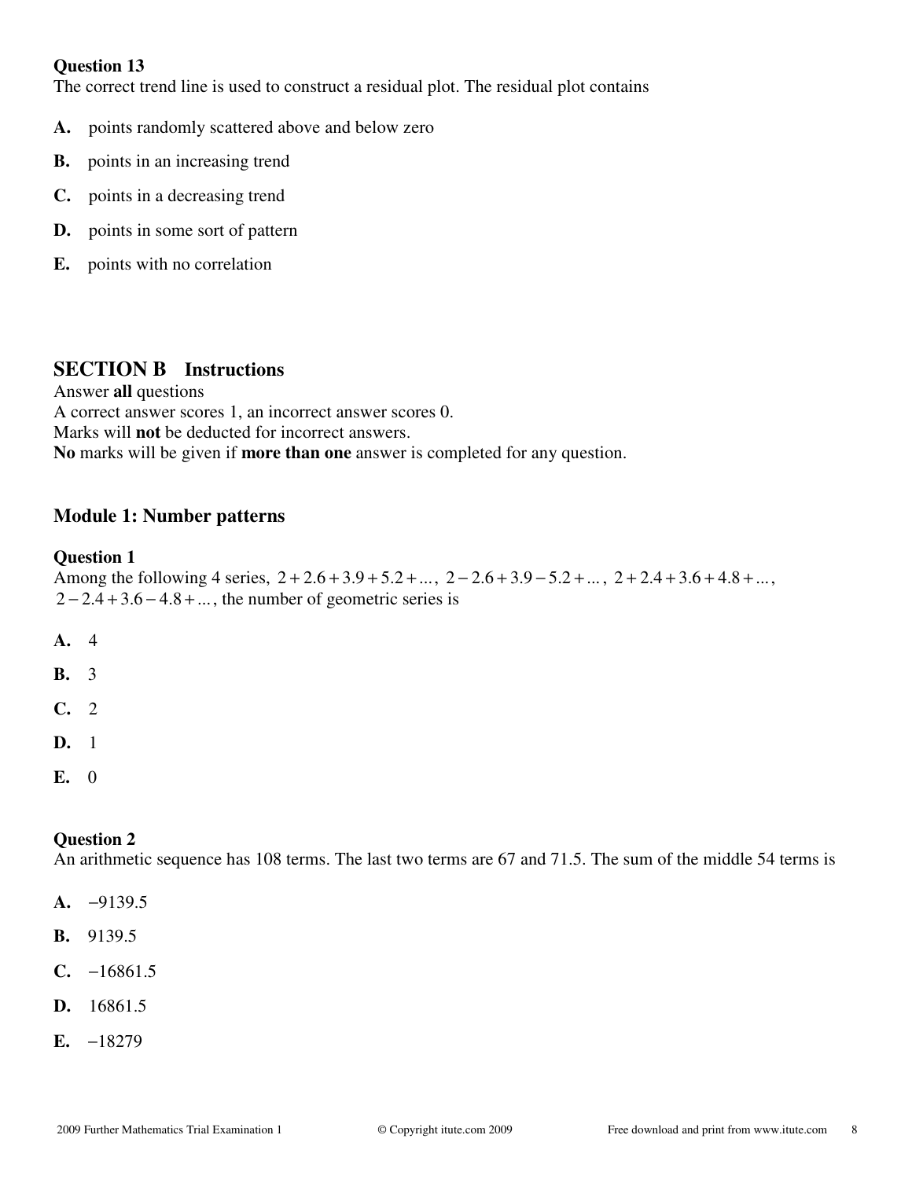**Question 13**
The correct trend line is used to construct a residual plot. The residual plot contains

**A.** points randomly scattered above and below zero

**B.** points in an increasing trend

**C.** points in a decreasing trend

**D.** points in some sort of pattern

**E.** points with no correlation

## SECTION B Instructions

Answer **all** questions
A correct answer scores 1, an incorrect answer scores 0.
Marks will **not** be deducted for incorrect answers.
**No** marks will be given if **more than one** answer is completed for any question.

### Module 1: Number patterns

**Question 1**
Among the following 4 series, $2+2.6+3.9+5.2+...$, $2-2.6+3.9-5.2+...$, $2+2.4+3.6+4.8+...$, $2-2.4+3.6-4.8+...$, the number of geometric series is

**A.** 4

**B.** 3

**C.** 2

**D.** 1

**E.** 0

**Question 2**
An arithmetic sequence has 108 terms. The last two terms are 67 and 71.5. The sum of the middle 54 terms is

**A.** $-9139.5$

**B.** $9139.5$

**C.** $-16861.5$

**D.** $16861.5$

**E.** $-18279$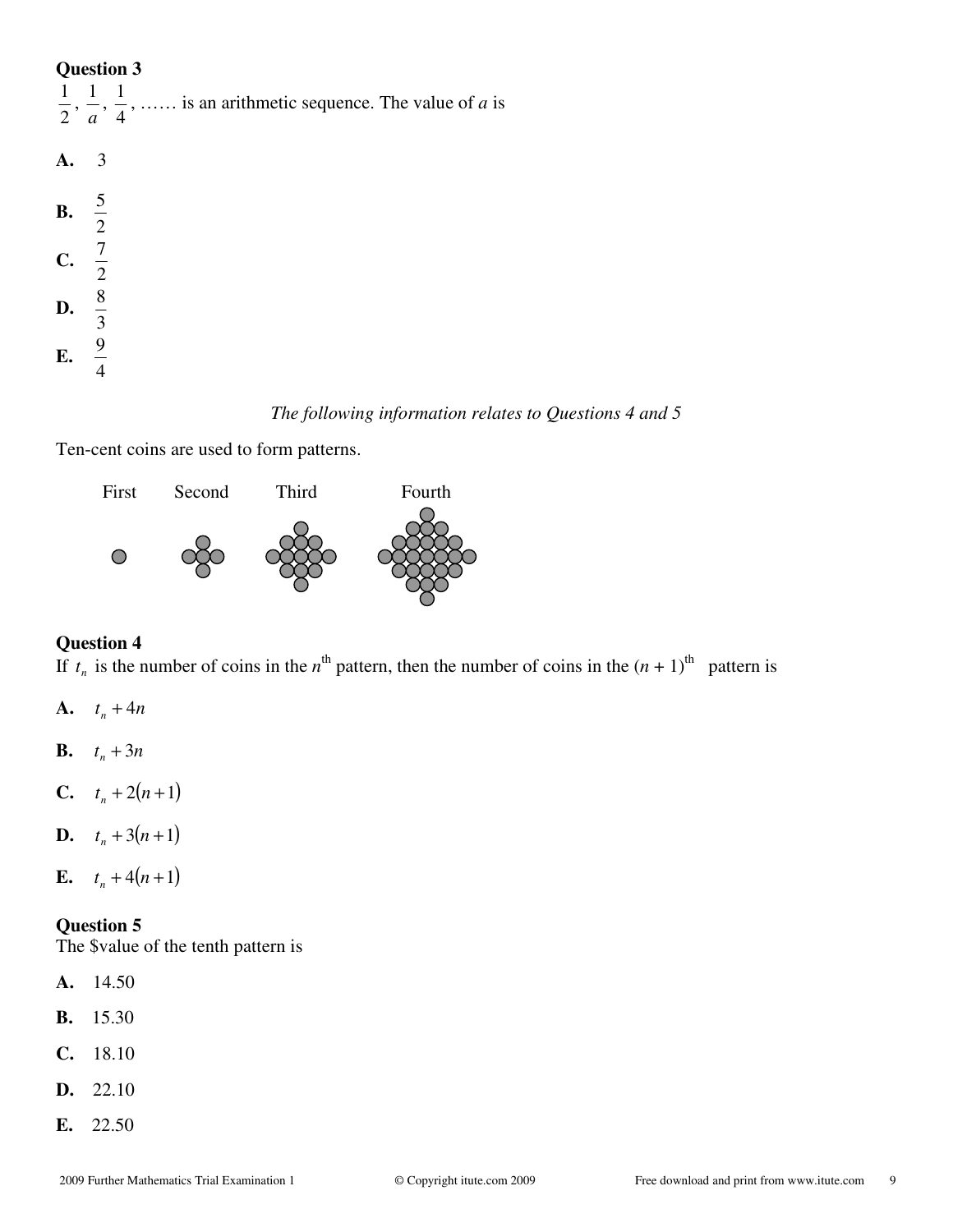**Question 3**

$\frac{1}{2}, \frac{1}{a}, \frac{1}{4}, \ldots\ldots$ is an arithmetic sequence. The value of $a$ is

**A.** 3

**B.** $\frac{5}{2}$

**C.** $\frac{7}{2}$

**D.** $\frac{8}{3}$

**E.** $\frac{9}{4}$

*The following information relates to Questions 4 and 5*

Ten-cent coins are used to form patterns.

First Second Third Fourth

**Question 4**

If $t_n$ is the number of coins in the $n^{\text{th}}$ pattern, then the number of coins in the $(n+1)^{\text{th}}$ pattern is

**A.** $t_n + 4n$

**B.** $t_n + 3n$

**C.** $t_n + 2(n+1)$

**D.** $t_n + 3(n+1)$

**E.** $t_n + 4(n+1)$

**Question 5**

The $value of the tenth pattern is

**A.** 14.50

**B.** 15.30

**C.** 18.10

**D.** 22.10

**E.** 22.50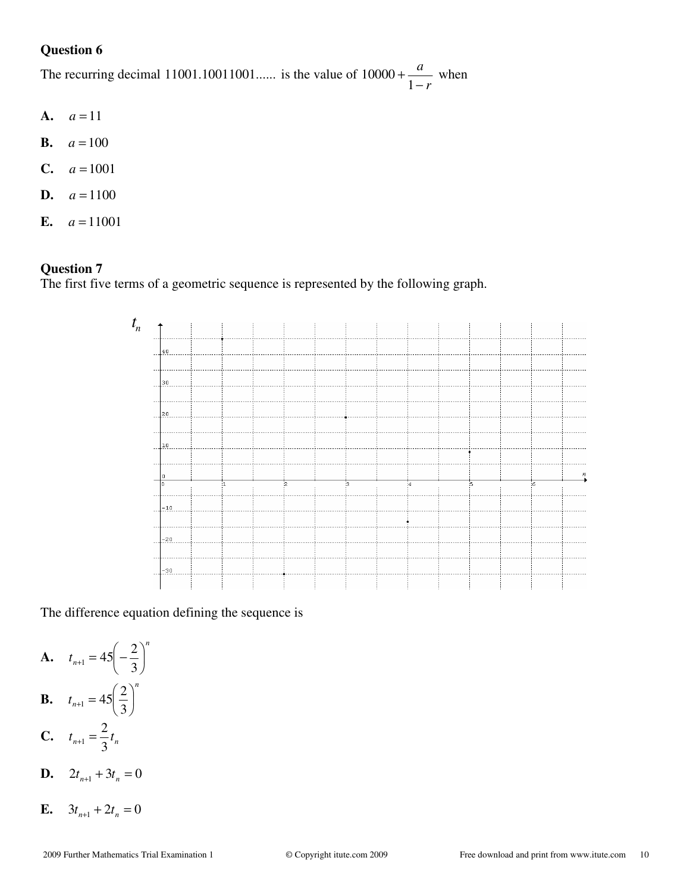### Question 6

The recurring decimal 11001.10011001...... is the value of $10000+\dfrac{a}{1-r}$ when

**A.** $a = 11$

**B.** $a = 100$

**C.** $a = 1001$

**D.** $a = 1100$

**E.** $a = 11001$

### Question 7

The first five terms of a geometric sequence is represented by the following graph.

The difference equation defining the sequence is

**A.** $t_{n+1} = 45\left(-\dfrac{2}{3}\right)^n$

**B.** $t_{n+1} = 45\left(\dfrac{2}{3}\right)^n$

**C.** $t_{n+1} = \dfrac{2}{3}t_n$

**D.** $2t_{n+1} + 3t_n = 0$

**E.** $3t_{n+1} + 2t_n = 0$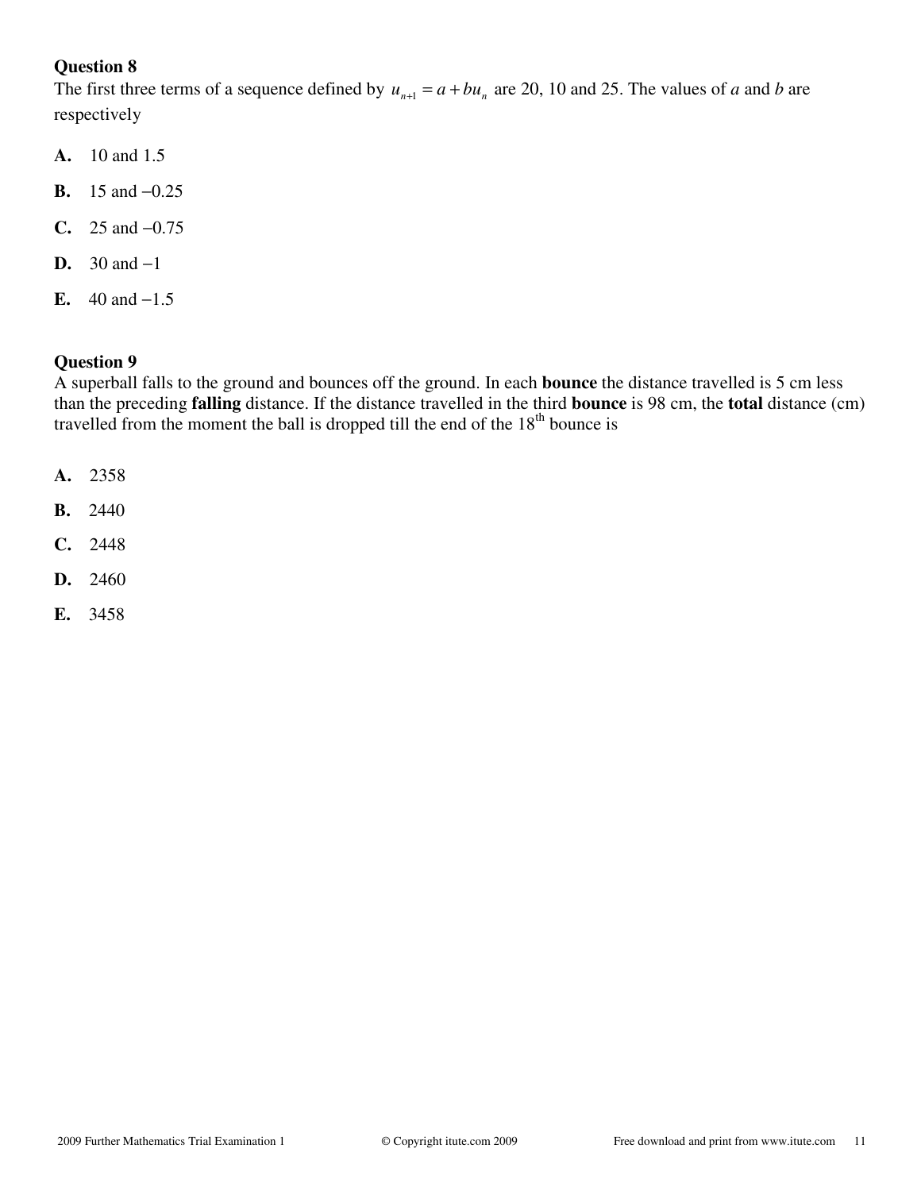**Question 8**

The first three terms of a sequence defined by $u_{n+1} = a + bu_n$ are 20, 10 and 25. The values of $a$ and $b$ are respectively

**A.** 10 and 1.5

**B.** 15 and −0.25

**C.** 25 and −0.75

**D.** 30 and −1

**E.** 40 and −1.5

**Question 9**

A superball falls to the ground and bounces off the ground. In each **bounce** the distance travelled is 5 cm less than the preceding **falling** distance. If the distance travelled in the third **bounce** is 98 cm, the **total** distance (cm) travelled from the moment the ball is dropped till the end of the 18$^{th}$ bounce is

**A.** 2358

**B.** 2440

**C.** 2448

**D.** 2460

**E.** 3458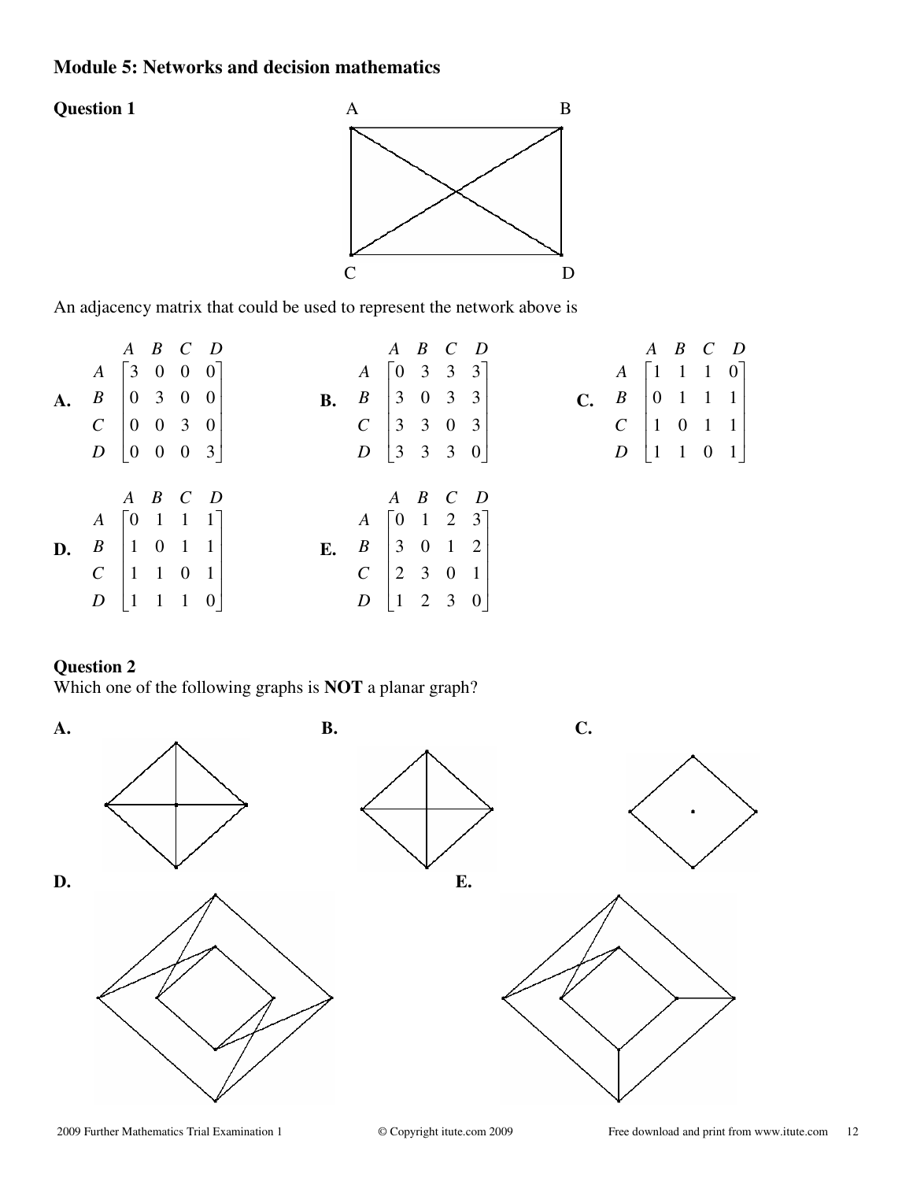## Module 5: Networks and decision mathematics

### Question 1

An adjacency matrix that could be used to represent the network above is

**A.**
$$\begin{array}{c} \\ A \\ B \\ C \\ D \end{array}\begin{array}{c} \begin{array}{cccc} A & B & C & D \end{array} \\ \begin{bmatrix} 3 & 0 & 0 & 0 \\ 0 & 3 & 0 & 0 \\ 0 & 0 & 3 & 0 \\ 0 & 0 & 0 & 3 \end{bmatrix} \end{array}$$

**B.**
$$\begin{array}{c} \\ A \\ B \\ C \\ D \end{array}\begin{array}{c} \begin{array}{cccc} A & B & C & D \end{array} \\ \begin{bmatrix} 0 & 3 & 3 & 3 \\ 3 & 0 & 3 & 3 \\ 3 & 3 & 0 & 3 \\ 3 & 3 & 3 & 0 \end{bmatrix} \end{array}$$

**C.**
$$\begin{array}{c} \\ A \\ B \\ C \\ D \end{array}\begin{array}{c} \begin{array}{cccc} A & B & C & D \end{array} \\ \begin{bmatrix} 1 & 1 & 1 & 0 \\ 0 & 1 & 1 & 1 \\ 1 & 0 & 1 & 1 \\ 1 & 1 & 0 & 1 \end{bmatrix} \end{array}$$

**D.**
$$\begin{array}{c} \\ A \\ B \\ C \\ D \end{array}\begin{array}{c} \begin{array}{cccc} A & B & C & D \end{array} \\ \begin{bmatrix} 0 & 1 & 1 & 1 \\ 1 & 0 & 1 & 1 \\ 1 & 1 & 0 & 1 \\ 1 & 1 & 1 & 0 \end{bmatrix} \end{array}$$

**E.**
$$\begin{array}{c} \\ A \\ B \\ C \\ D \end{array}\begin{array}{c} \begin{array}{cccc} A & B & C & D \end{array} \\ \begin{bmatrix} 0 & 1 & 2 & 3 \\ 3 & 0 & 1 & 2 \\ 2 & 3 & 0 & 1 \\ 1 & 2 & 3 & 0 \end{bmatrix} \end{array}$$

### Question 2

Which one of the following graphs is **NOT** a planar graph?

**A.**

**B.**

**C.**

**D.**

**E.**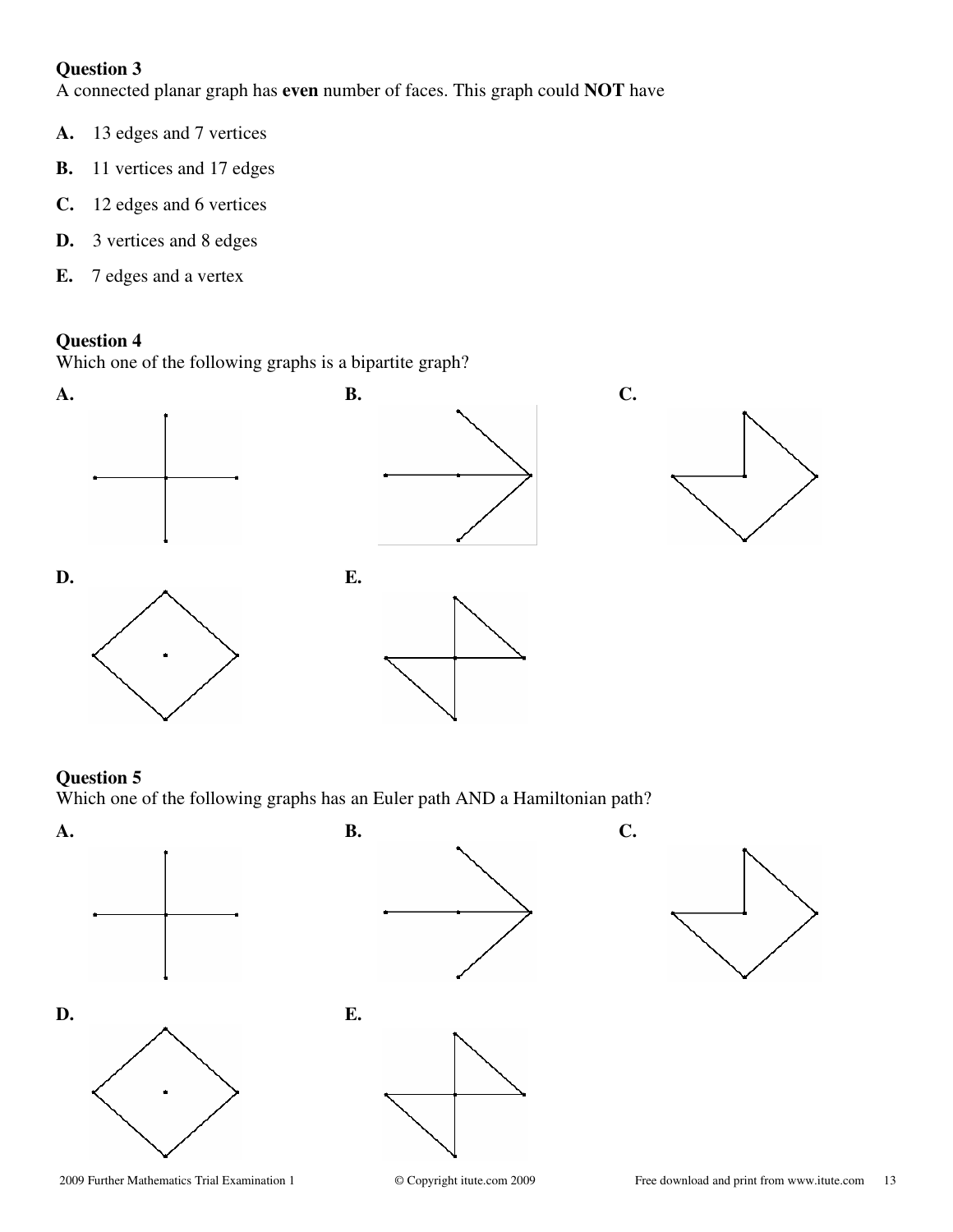**Question 3**

A connected planar graph has **even** number of faces. This graph could **NOT** have

**A.** 13 edges and 7 vertices

**B.** 11 vertices and 17 edges

**C.** 12 edges and 6 vertices

**D.** 3 vertices and 8 edges

**E.** 7 edges and a vertex

**Question 4**

Which one of the following graphs is a bipartite graph?

**A.**

**B.**

**C.**

**D.**

**E.**

**Question 5**

Which one of the following graphs has an Euler path AND a Hamiltonian path?

**A.**

**B.**

**C.**

**D.**

**E.**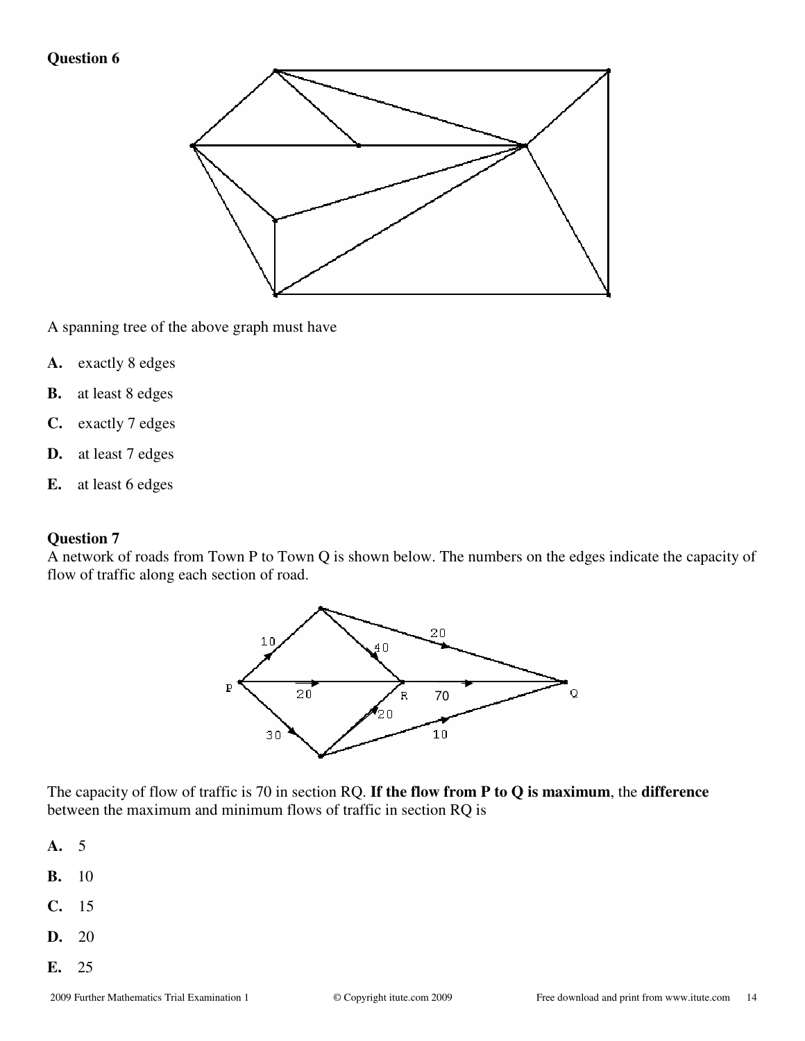**Question 6**

A spanning tree of the above graph must have

**A.** exactly 8 edges

**B.** at least 8 edges

**C.** exactly 7 edges

**D.** at least 7 edges

**E.** at least 6 edges

**Question 7**

A network of roads from Town P to Town Q is shown below. The numbers on the edges indicate the capacity of flow of traffic along each section of road.

The capacity of flow of traffic is 70 in section RQ. **If the flow from P to Q is maximum**, the **difference** between the maximum and minimum flows of traffic in section RQ is

**A.** 5

**B.** 10

**C.** 15

**D.** 20

**E.** 25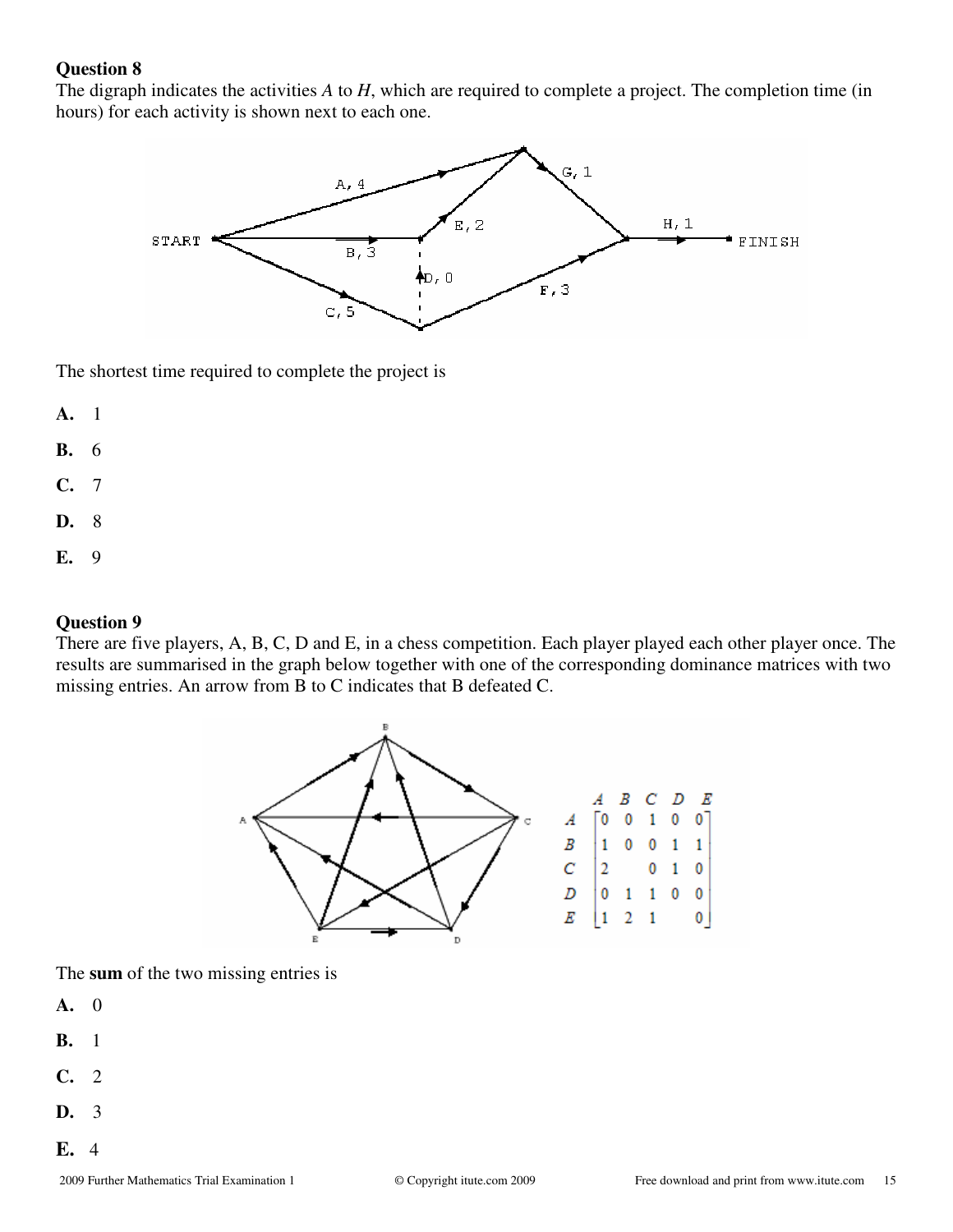## Question 8

The digraph indicates the activities *A* to *H*, which are required to complete a project. The completion time (in hours) for each activity is shown next to each one.

The shortest time required to complete the project is

**A.** 1

**B.** 6

**C.** 7

**D.** 8

**E.** 9

## Question 9

There are five players, A, B, C, D and E, in a chess competition. Each player played each other player once. The results are summarised in the graph below together with one of the corresponding dominance matrices with two missing entries. An arrow from B to C indicates that B defeated C.

$$\begin{array}{c} \\ A \\ B \\ C \\ D \\ E \end{array} \begin{array}{c} \begin{array}{ccccc} A & B & C & D & E \end{array} \\ \begin{bmatrix} 0 & 0 & 1 & 0 & 0 \\ 1 & 0 & 0 & 1 & 1 \\ 2 & & 0 & 1 & 0 \\ 0 & 1 & 1 & 0 & 0 \\ 1 & 2 & 1 & & 0 \end{bmatrix} \end{array}$$

The **sum** of the two missing entries is

**A.** 0

**B.** 1

**C.** 2

**D.** 3

**E.** 4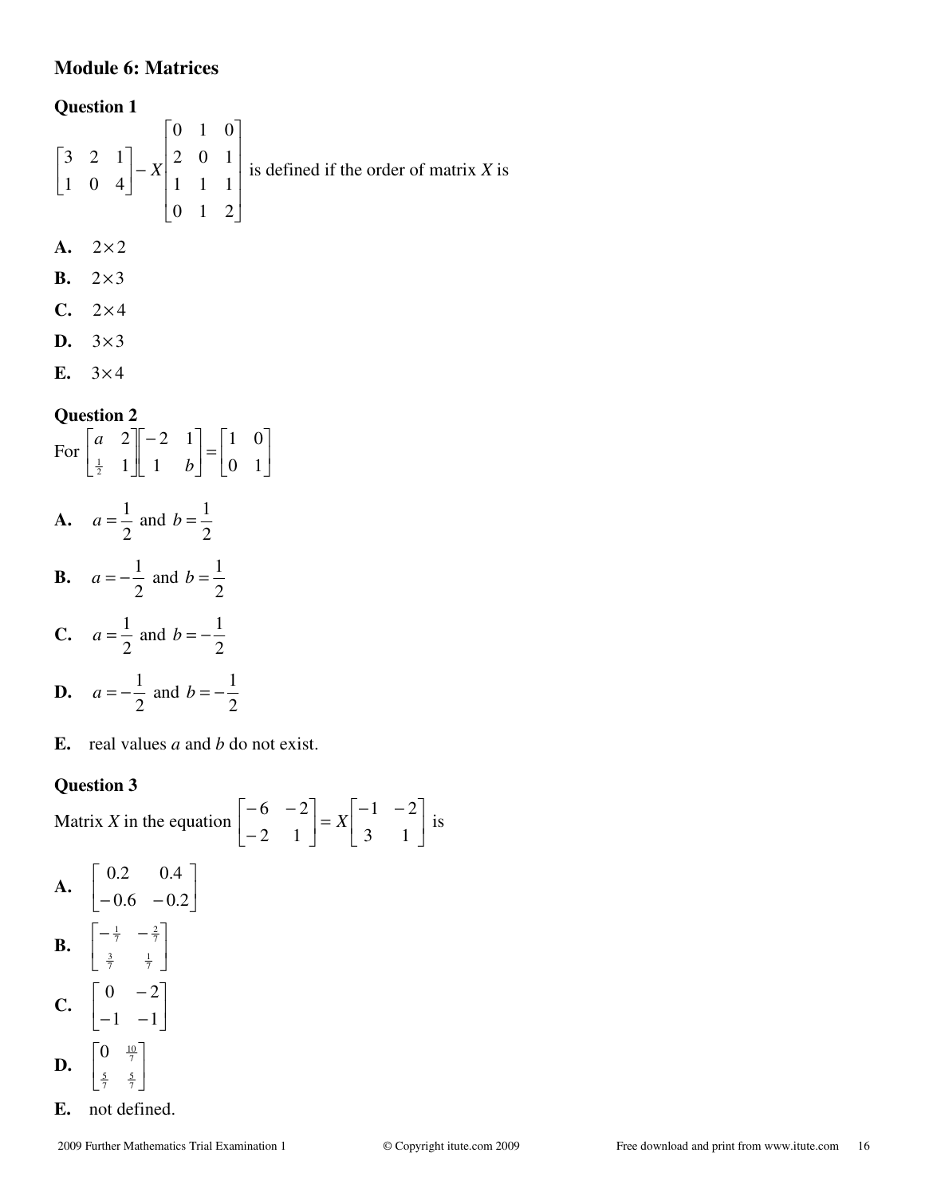## Module 6: Matrices

### Question 1

$$\begin{bmatrix} 3 & 2 & 1 \\ 1 & 0 & 4 \end{bmatrix} - X \begin{bmatrix} 0 & 1 & 0 \\ 2 & 0 & 1 \\ 1 & 1 & 1 \\ 0 & 1 & 2 \end{bmatrix}$$ is defined if the order of matrix $X$ is

**A.** $2 \times 2$

**B.** $2 \times 3$

**C.** $2 \times 4$

**D.** $3 \times 3$

**E.** $3 \times 4$

### Question 2

For $\begin{bmatrix} a & 2 \\ \frac{1}{2} & 1 \end{bmatrix} \begin{bmatrix} -2 & 1 \\ 1 & b \end{bmatrix} = \begin{bmatrix} 1 & 0 \\ 0 & 1 \end{bmatrix}$

**A.** $a = \dfrac{1}{2}$ and $b = \dfrac{1}{2}$

**B.** $a = -\dfrac{1}{2}$ and $b = \dfrac{1}{2}$

**C.** $a = \dfrac{1}{2}$ and $b = -\dfrac{1}{2}$

**D.** $a = -\dfrac{1}{2}$ and $b = -\dfrac{1}{2}$

**E.** real values $a$ and $b$ do not exist.

### Question 3

Matrix $X$ in the equation $\begin{bmatrix} -6 & -2 \\ -2 & 1 \end{bmatrix} = X \begin{bmatrix} -1 & -2 \\ 3 & 1 \end{bmatrix}$ is

**A.** $\begin{bmatrix} 0.2 & 0.4 \\ -0.6 & -0.2 \end{bmatrix}$

**B.** $\begin{bmatrix} -\frac{1}{7} & -\frac{2}{7} \\ \frac{3}{7} & \frac{1}{7} \end{bmatrix}$

**C.** $\begin{bmatrix} 0 & -2 \\ -1 & -1 \end{bmatrix}$

**D.** $\begin{bmatrix} 0 & \frac{10}{7} \\ \frac{5}{7} & \frac{5}{7} \end{bmatrix}$

**E.** not defined.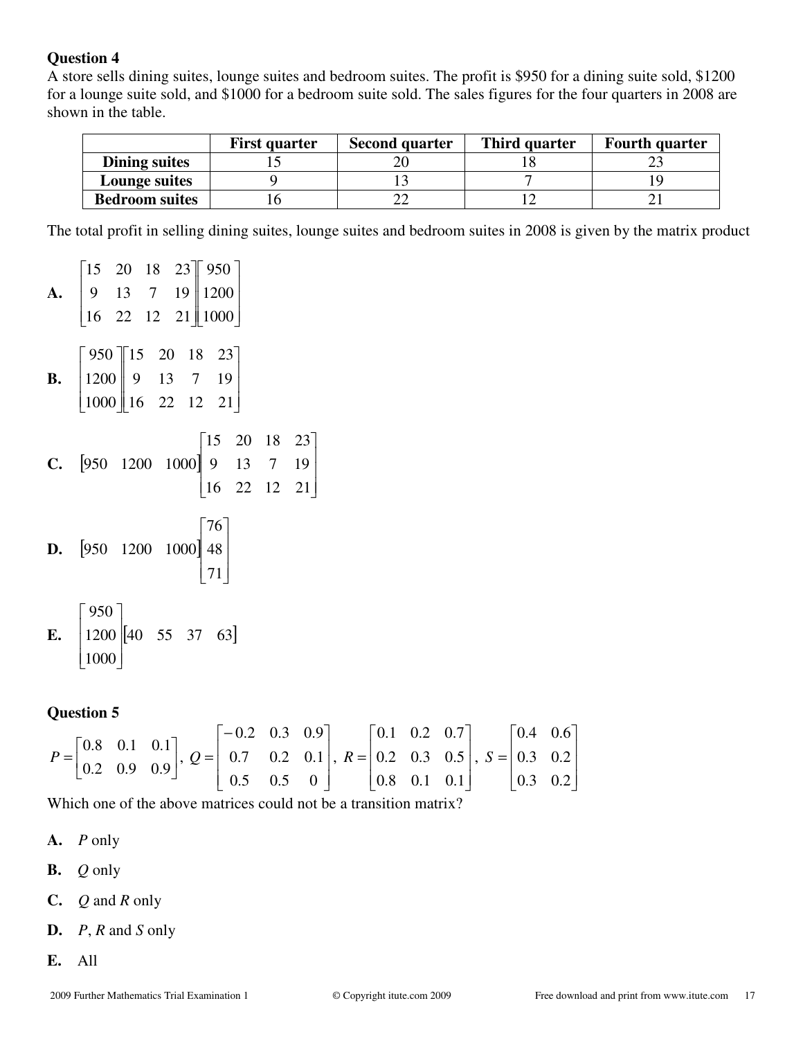**Question 4**

A store sells dining suites, lounge suites and bedroom suites. The profit is $950 for a dining suite sold, $1200 for a lounge suite sold, and $1000 for a bedroom suite sold. The sales figures for the four quarters in 2008 are shown in the table.

| | First quarter | Second quarter | Third quarter | Fourth quarter |
|---|---|---|---|---|
| **Dining suites** | 15 | 20 | 18 | 23 |
| **Lounge suites** | 9 | 13 | 7 | 19 |
| **Bedroom suites** | 16 | 22 | 12 | 21 |

The total profit in selling dining suites, lounge suites and bedroom suites in 2008 is given by the matrix product

**A.** $\begin{bmatrix} 15 & 20 & 18 & 23 \\ 9 & 13 & 7 & 19 \\ 16 & 22 & 12 & 21 \end{bmatrix}\begin{bmatrix} 950 \\ 1200 \\ 1000 \end{bmatrix}$

**B.** $\begin{bmatrix} 950 \\ 1200 \\ 1000 \end{bmatrix}\begin{bmatrix} 15 & 20 & 18 & 23 \\ 9 & 13 & 7 & 19 \\ 16 & 22 & 12 & 21 \end{bmatrix}$

**C.** $\begin{bmatrix} 950 & 1200 & 1000 \end{bmatrix}\begin{bmatrix} 15 & 20 & 18 & 23 \\ 9 & 13 & 7 & 19 \\ 16 & 22 & 12 & 21 \end{bmatrix}$

**D.** $\begin{bmatrix} 950 & 1200 & 1000 \end{bmatrix}\begin{bmatrix} 76 \\ 48 \\ 71 \end{bmatrix}$

**E.** $\begin{bmatrix} 950 \\ 1200 \\ 1000 \end{bmatrix}\begin{bmatrix} 40 & 55 & 37 & 63 \end{bmatrix}$

**Question 5**

$P = \begin{bmatrix} 0.8 & 0.1 & 0.1 \\ 0.2 & 0.9 & 0.9 \end{bmatrix}$, $Q = \begin{bmatrix} -0.2 & 0.3 & 0.9 \\ 0.7 & 0.2 & 0.1 \\ 0.5 & 0.5 & 0 \end{bmatrix}$, $R = \begin{bmatrix} 0.1 & 0.2 & 0.7 \\ 0.2 & 0.3 & 0.5 \\ 0.8 & 0.1 & 0.1 \end{bmatrix}$, $S = \begin{bmatrix} 0.4 & 0.6 \\ 0.3 & 0.2 \\ 0.3 & 0.2 \end{bmatrix}$

Which one of the above matrices could not be a transition matrix?

**A.** $P$ only

**B.** $Q$ only

**C.** $Q$ and $R$ only

**D.** $P$, $R$ and $S$ only

**E.** All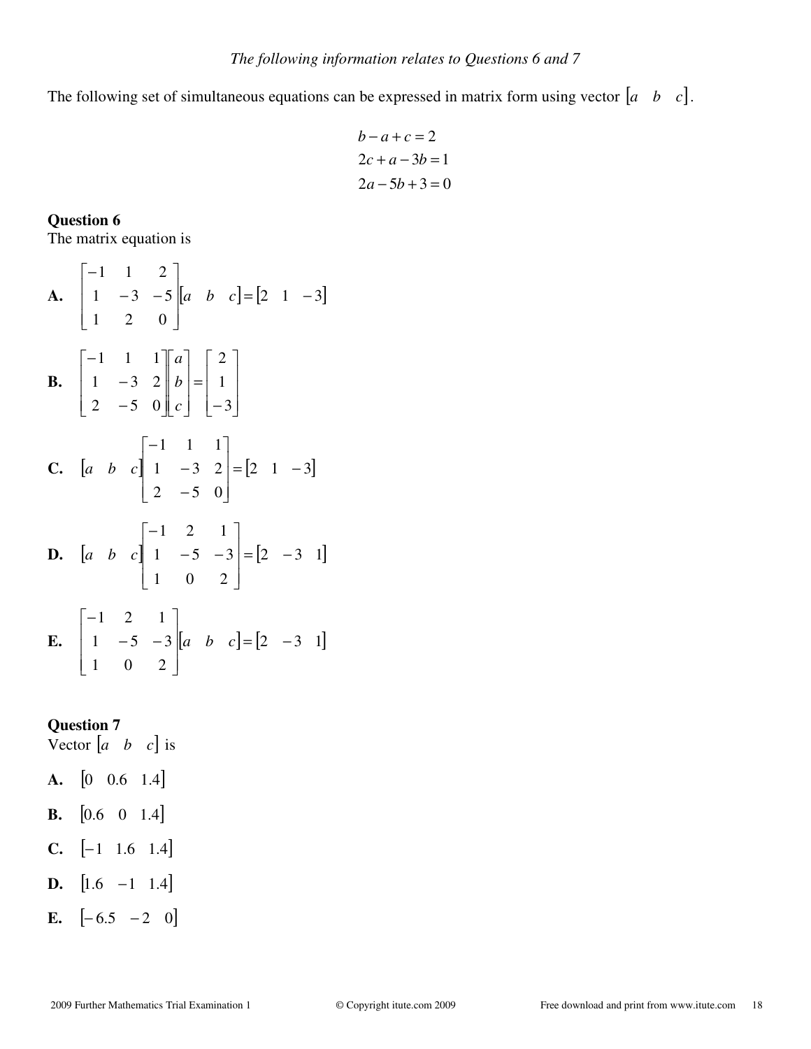*The following information relates to Questions 6 and 7*

The following set of simultaneous equations can be expressed in matrix form using vector $\begin{bmatrix} a & b & c \end{bmatrix}$.

$$b - a + c = 2$$
$$2c + a - 3b = 1$$
$$2a - 5b + 3 = 0$$

**Question 6**

The matrix equation is

**A.** $\begin{bmatrix} -1 & 1 & 2 \\ 1 & -3 & -5 \\ 1 & 2 & 0 \end{bmatrix} \begin{bmatrix} a & b & c \end{bmatrix} = \begin{bmatrix} 2 & 1 & -3 \end{bmatrix}$

**B.** $\begin{bmatrix} -1 & 1 & 1 \\ 1 & -3 & 2 \\ 2 & -5 & 0 \end{bmatrix} \begin{bmatrix} a \\ b \\ c \end{bmatrix} = \begin{bmatrix} 2 \\ 1 \\ -3 \end{bmatrix}$

**C.** $\begin{bmatrix} a & b & c \end{bmatrix} \begin{bmatrix} -1 & 1 & 1 \\ 1 & -3 & 2 \\ 2 & -5 & 0 \end{bmatrix} = \begin{bmatrix} 2 & 1 & -3 \end{bmatrix}$

**D.** $\begin{bmatrix} a & b & c \end{bmatrix} \begin{bmatrix} -1 & 2 & 1 \\ 1 & -5 & -3 \\ 1 & 0 & 2 \end{bmatrix} = \begin{bmatrix} 2 & -3 & 1 \end{bmatrix}$

**E.** $\begin{bmatrix} -1 & 2 & 1 \\ 1 & -5 & -3 \\ 1 & 0 & 2 \end{bmatrix} \begin{bmatrix} a & b & c \end{bmatrix} = \begin{bmatrix} 2 & -3 & 1 \end{bmatrix}$

**Question 7**

Vector $\begin{bmatrix} a & b & c \end{bmatrix}$ is

**A.** $\begin{bmatrix} 0 & 0.6 & 1.4 \end{bmatrix}$

**B.** $\begin{bmatrix} 0.6 & 0 & 1.4 \end{bmatrix}$

**C.** $\begin{bmatrix} -1 & 1.6 & 1.4 \end{bmatrix}$

**D.** $\begin{bmatrix} 1.6 & -1 & 1.4 \end{bmatrix}$

**E.** $\begin{bmatrix} -6.5 & -2 & 0 \end{bmatrix}$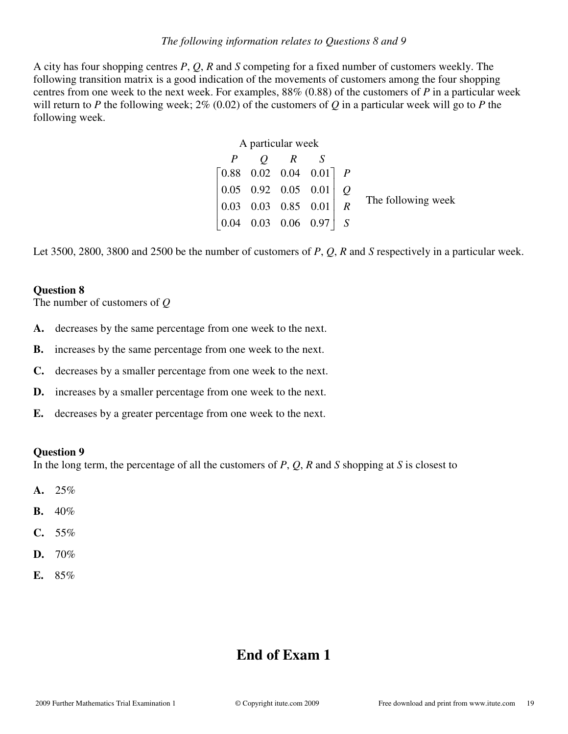*The following information relates to Questions 8 and 9*

A city has four shopping centres *P*, *Q*, *R* and *S* competing for a fixed number of customers weekly. The following transition matrix is a good indication of the movements of customers among the four shopping centres from one week to the next week. For examples, 88% (0.88) of the customers of *P* in a particular week will return to *P* the following week; 2% (0.02) of the customers of *Q* in a particular week will go to *P* the following week.

$$\begin{array}{c} \text{A particular week} \\ \begin{array}{cccc} P & Q & R & S \end{array} \\ \begin{bmatrix} 0.88 & 0.02 & 0.04 & 0.01 \\ 0.05 & 0.92 & 0.05 & 0.01 \\ 0.03 & 0.03 & 0.85 & 0.01 \\ 0.04 & 0.03 & 0.06 & 0.97 \end{bmatrix} \begin{array}{c} P \\ Q \\ R \\ S \end{array} \end{array} \quad \text{The following week}$$

Let 3500, 2800, 3800 and 2500 be the number of customers of *P*, *Q*, *R* and *S* respectively in a particular week.

**Question 8**

The number of customers of *Q*

**A.** decreases by the same percentage from one week to the next.

**B.** increases by the same percentage from one week to the next.

**C.** decreases by a smaller percentage from one week to the next.

**D.** increases by a smaller percentage from one week to the next.

**E.** decreases by a greater percentage from one week to the next.

**Question 9**

In the long term, the percentage of all the customers of *P*, *Q*, *R* and *S* shopping at *S* is closest to

**A.** 25%

**B.** 40%

**C.** 55%

**D.** 70%

**E.** 85%

# End of Exam 1